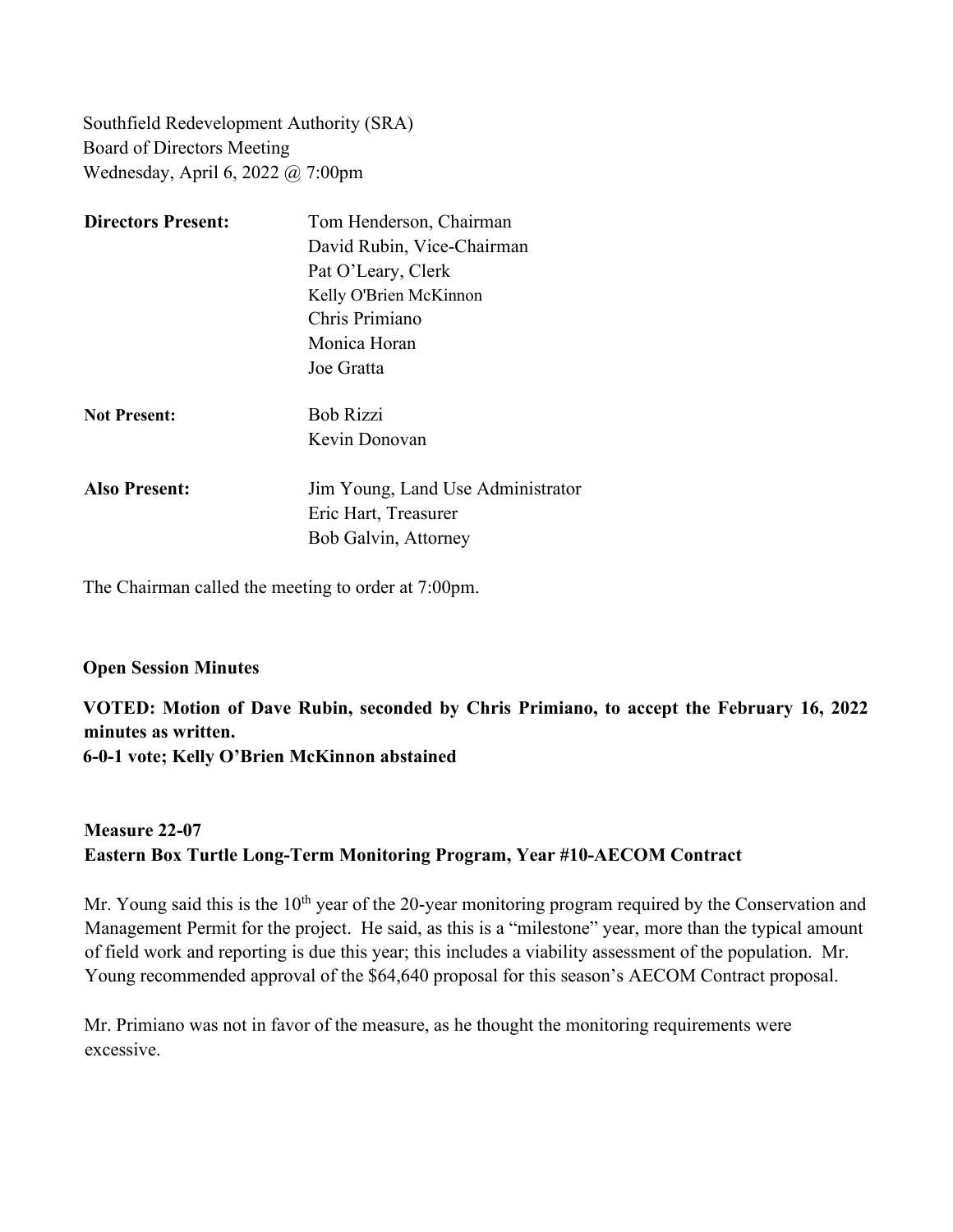Southfield Redevelopment Authority (SRA)
Board of Directors Meeting
Wednesday, April 6, 2022 @ 7:00pm

| | |
|---|---|
| **Directors Present:** | Tom Henderson, Chairman |
| | David Rubin, Vice-Chairman |
| | Pat O'Leary, Clerk |
| | Kelly O'Brien McKinnon |
| | Chris Primiano |
| | Monica Horan |
| | Joe Gratta |
| **Not Present:** | Bob Rizzi |
| | Kevin Donovan |
| **Also Present:** | Jim Young, Land Use Administrator |
| | Eric Hart, Treasurer |
| | Bob Galvin, Attorney |

The Chairman called the meeting to order at 7:00pm.

**Open Session Minutes**

**VOTED: Motion of Dave Rubin, seconded by Chris Primiano, to accept the February 16, 2022 minutes as written.**
**6-0-1 vote; Kelly O'Brien McKinnon abstained**

**Measure 22-07**
**Eastern Box Turtle Long-Term Monitoring Program, Year #10-AECOM Contract**

Mr. Young said this is the 10th year of the 20-year monitoring program required by the Conservation and Management Permit for the project. He said, as this is a "milestone" year, more than the typical amount of field work and reporting is due this year; this includes a viability assessment of the population. Mr. Young recommended approval of the $64,640 proposal for this season's AECOM Contract proposal.

Mr. Primiano was not in favor of the measure, as he thought the monitoring requirements were excessive.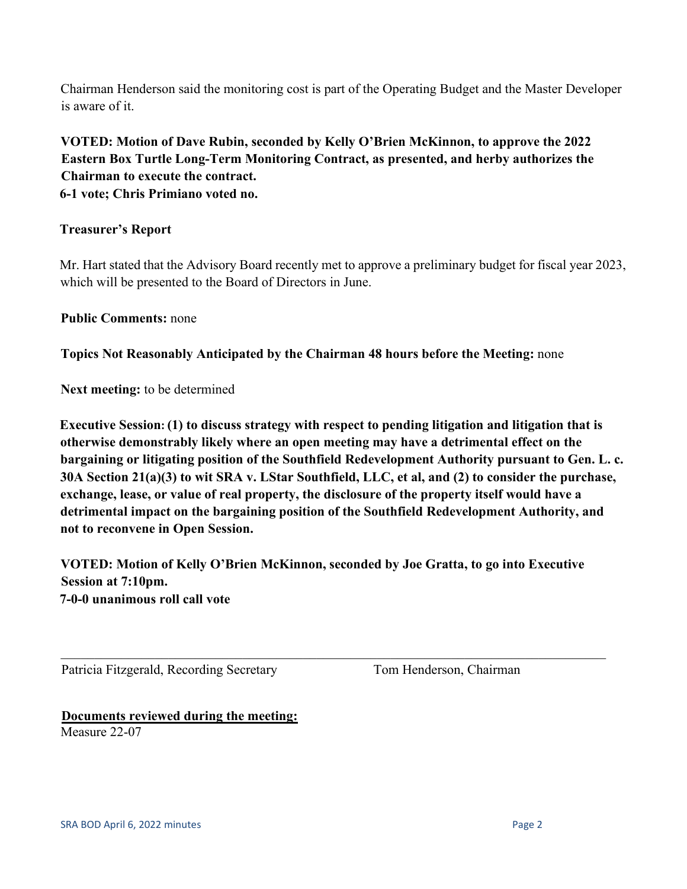Chairman Henderson said the monitoring cost is part of the Operating Budget and the Master Developer is aware of it.

**VOTED: Motion of Dave Rubin, seconded by Kelly O'Brien McKinnon, to approve the 2022 Eastern Box Turtle Long-Term Monitoring Contract, as presented, and herby authorizes the Chairman to execute the contract.**
**6-1 vote; Chris Primiano voted no.**

**Treasurer's Report**

Mr. Hart stated that the Advisory Board recently met to approve a preliminary budget for fiscal year 2023, which will be presented to the Board of Directors in June.

**Public Comments:** none

**Topics Not Reasonably Anticipated by the Chairman 48 hours before the Meeting:** none

**Next meeting:** to be determined

**Executive Session: (1) to discuss strategy with respect to pending litigation and litigation that is otherwise demonstrably likely where an open meeting may have a detrimental effect on the bargaining or litigating position of the Southfield Redevelopment Authority pursuant to Gen. L. c. 30A Section 21(a)(3) to wit SRA v. LStar Southfield, LLC, et al, and (2) to consider the purchase, exchange, lease, or value of real property, the disclosure of the property itself would have a detrimental impact on the bargaining position of the Southfield Redevelopment Authority, and not to reconvene in Open Session.**

**VOTED: Motion of Kelly O'Brien McKinnon, seconded by Joe Gratta, to go into Executive Session at 7:10pm.**
**7-0-0 unanimous roll call vote**

---

Patricia Fitzgerald, Recording Secretary          Tom Henderson, Chairman

**Documents reviewed during the meeting:**
Measure 22-07